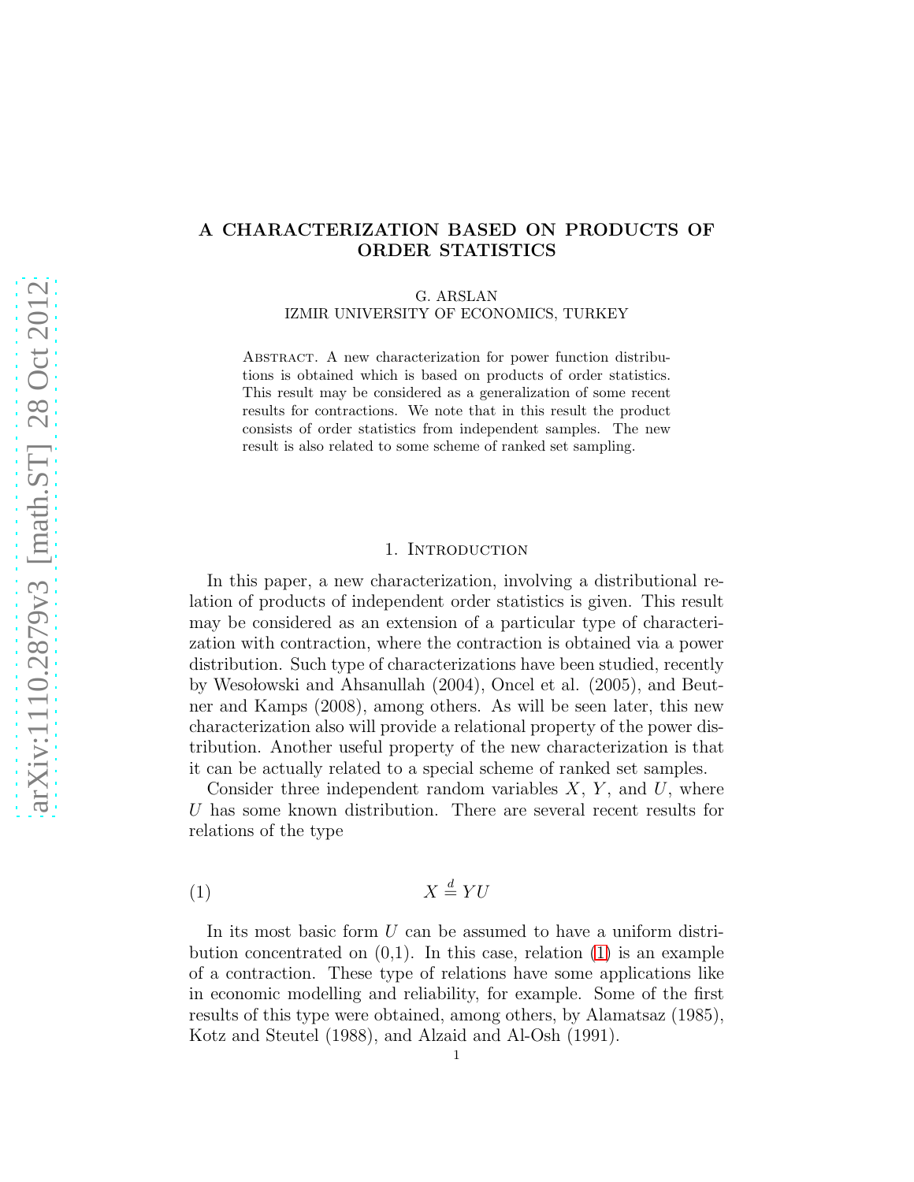# A CHARACTERIZATION BASED ON PRODUCTS OF ORDER STATISTICS

G. ARSLAN
IZMIR UNIVERSITY OF ECONOMICS, TURKEY

Abstract. A new characterization for power function distributions is obtained which is based on products of order statistics. This result may be considered as a generalization of some recent results for contractions. We note that in this result the product consists of order statistics from independent samples. The new result is also related to some scheme of ranked set sampling.

## 1. Introduction

In this paper, a new characterization, involving a distributional relation of products of independent order statistics is given. This result may be considered as an extension of a particular type of characterization with contraction, where the contraction is obtained via a power distribution. Such type of characterizations have been studied, recently by Wesołowski and Ahsanullah (2004), Oncel et al. (2005), and Beutner and Kamps (2008), among others. As will be seen later, this new characterization also will provide a relational property of the power distribution. Another useful property of the new characterization is that it can be actually related to a special scheme of ranked set samples.

Consider three independent random variables $X$, $Y$, and $U$, where $U$ has some known distribution. There are several recent results for relations of the type

$$X \stackrel{d}{=} YU \tag{1}$$

In its most basic form $U$ can be assumed to have a uniform distribution concentrated on (0,1). In this case, relation (1) is an example of a contraction. These type of relations have some applications like in economic modelling and reliability, for example. Some of the first results of this type were obtained, among others, by Alamatsaz (1985), Kotz and Steutel (1988), and Alzaid and Al-Osh (1991).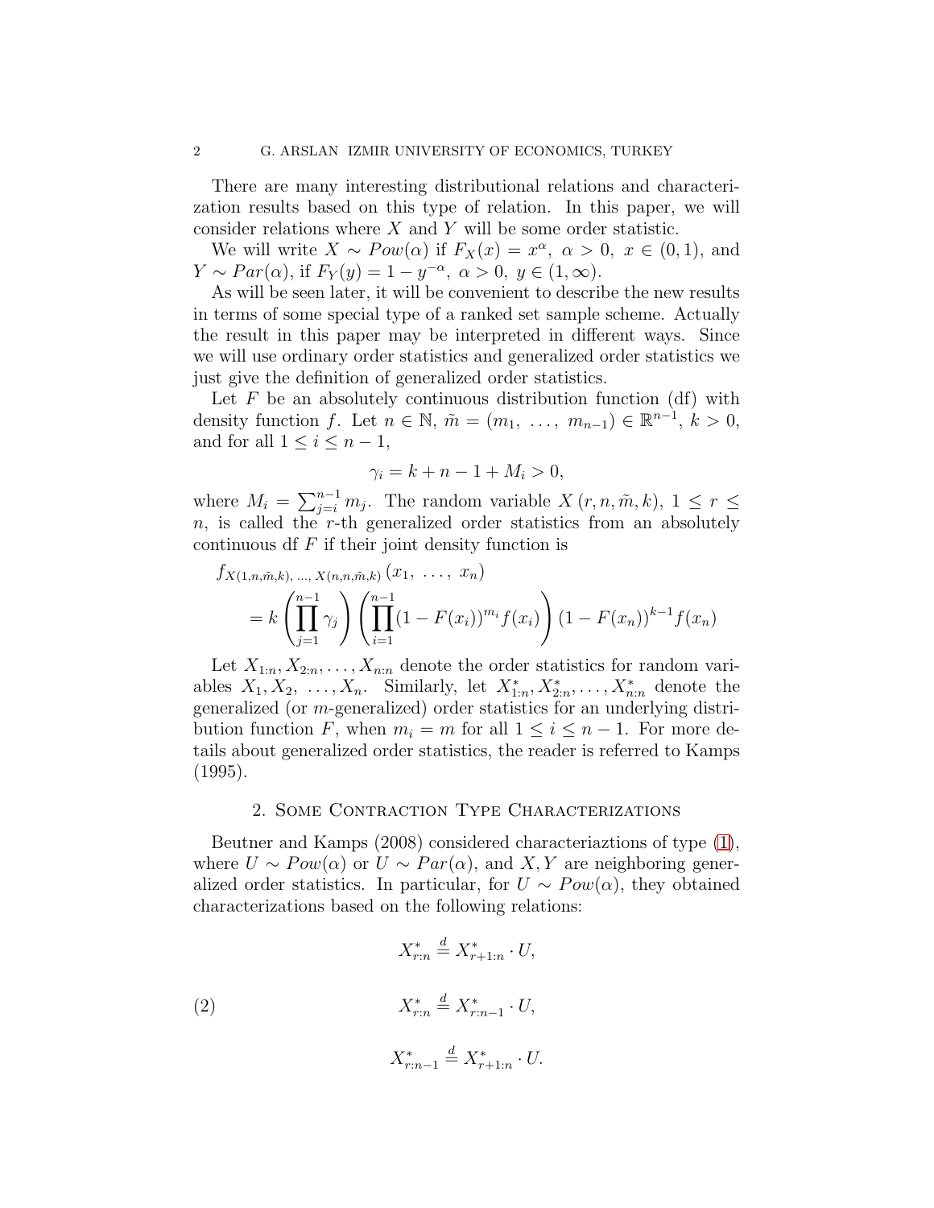There are many interesting distributional relations and characterization results based on this type of relation. In this paper, we will consider relations where $X$ and $Y$ will be some order statistic.

We will write $X \sim Pow(\alpha)$ if $F_X(x) = x^\alpha,\ \alpha > 0,\ x \in (0,1)$, and $Y \sim Par(\alpha)$, if $F_Y(y) = 1 - y^{-\alpha},\ \alpha > 0,\ y \in (1, \infty)$.

As will be seen later, it will be convenient to describe the new results in terms of some special type of a ranked set sample scheme. Actually the result in this paper may be interpreted in different ways. Since we will use ordinary order statistics and generalized order statistics we just give the definition of generalized order statistics.

Let $F$ be an absolutely continuous distribution function (df) with density function $f$. Let $n \in \mathbb{N}$, $\tilde{m} = (m_1,\ \ldots,\ m_{n-1}) \in \mathbb{R}^{n-1}$, $k > 0$, and for all $1 \leq i \leq n-1$,

$$\gamma_i = k + n - 1 + M_i > 0,$$

where $M_i = \sum_{j=i}^{n-1} m_j$. The random variable $X\left(r, n, \tilde{m}, k\right)$, $1 \leq r \leq n$, is called the $r$-th generalized order statistics from an absolutely continuous df $F$ if their joint density function is

$$f_{X(1,n,\tilde{m},k),\ \ldots,\ X(n,n,\tilde{m},k)}\left(x_1,\ \ldots,\ x_n\right) = k \left(\prod_{j=1}^{n-1} \gamma_j\right) \left(\prod_{i=1}^{n-1} (1 - F(x_i))^{m_i} f(x_i)\right) (1 - F(x_n))^{k-1} f(x_n)$$

Let $X_{1:n}, X_{2:n}, \ldots, X_{n:n}$ denote the order statistics for random variables $X_1, X_2,\ \ldots, X_n$. Similarly, let $X^*_{1:n}, X^*_{2:n}, \ldots, X^*_{n:n}$ denote the generalized (or $m$-generalized) order statistics for an underlying distribution function $F$, when $m_i = m$ for all $1 \leq i \leq n-1$. For more details about generalized order statistics, the reader is referred to Kamps (1995).

## 2. Some Contraction Type Characterizations

Beutner and Kamps (2008) considered characteriaztions of type (1), where $U \sim Pow(\alpha)$ or $U \sim Par(\alpha)$, and $X, Y$ are neighboring generalized order statistics. In particular, for $U \sim Pow(\alpha)$, they obtained characterizations based on the following relations:

$$\begin{aligned} X^*_{r:n} &\stackrel{d}{=} X^*_{r+1:n} \cdot U, \\ X^*_{r:n} &\stackrel{d}{=} X^*_{r:n-1} \cdot U, \qquad (2) \\ X^*_{r:n-1} &\stackrel{d}{=} X^*_{r+1:n} \cdot U. \end{aligned}$$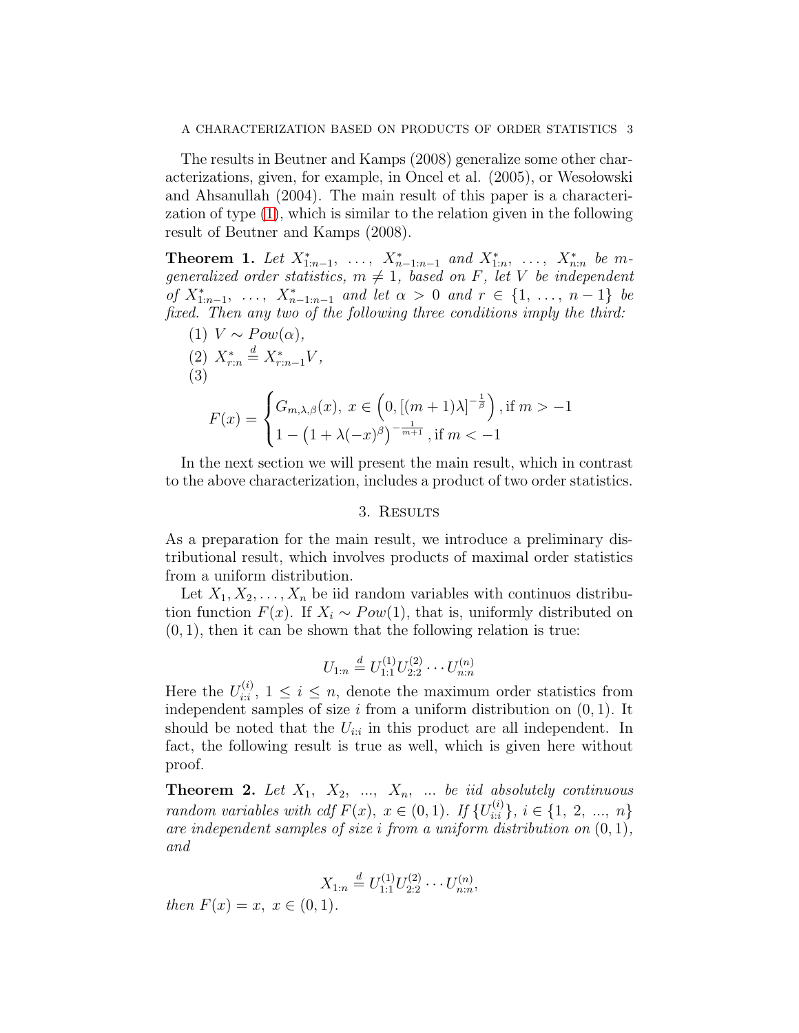The results in Beutner and Kamps (2008) generalize some other characterizations, given, for example, in Oncel et al. (2005), or Wesołowski and Ahsanullah (2004). The main result of this paper is a characterization of type (1), which is similar to the relation given in the following result of Beutner and Kamps (2008).

**Theorem 1.** *Let $X^*_{1:n-1}, \ \ldots, \ X^*_{n-1:n-1}$ and $X^*_{1:n}, \ \ldots, \ X^*_{n:n}$ be $m$-generalized order statistics, $m \neq 1$, based on $F$, let $V$ be independent of $X^*_{1:n-1}, \ \ldots, \ X^*_{n-1:n-1}$ and let $\alpha > 0$ and $r \in \{1, \ \ldots, \ n-1\}$ be fixed. Then any two of the following three conditions imply the third:*

(1) $V \sim Pow(\alpha)$,

(2) $X^*_{r:n} \stackrel{d}{=} X^*_{r:n-1} V$,

(3)

$$F(x) = \begin{cases} G_{m,\lambda,\beta}(x), \ x \in \left(0, [(m+1)\lambda]^{-\frac{1}{\beta}}\right), \text{if } m > -1 \\ 1 - \left(1 + \lambda(-x)^{\beta}\right)^{-\frac{1}{m+1}}, \text{if } m < -1 \end{cases}$$

In the next section we will present the main result, which in contrast to the above characterization, includes a product of two order statistics.

## 3. Results

As a preparation for the main result, we introduce a preliminary distributional result, which involves products of maximal order statistics from a uniform distribution.

Let $X_1, X_2, \ldots, X_n$ be iid random variables with continuos distribution function $F(x)$. If $X_i \sim Pow(1)$, that is, uniformly distributed on $(0, 1)$, then it can be shown that the following relation is true:

$$U_{1:n} \stackrel{d}{=} U^{(1)}_{1:1} U^{(2)}_{2:2} \cdots U^{(n)}_{n:n}$$

Here the $U^{(i)}_{i:i}$, $1 \leq i \leq n$, denote the maximum order statistics from independent samples of size $i$ from a uniform distribution on $(0, 1)$. It should be noted that the $U_{i:i}$ in this product are all independent. In fact, the following result is true as well, which is given here without proof.

**Theorem 2.** *Let $X_1, \ X_2, \ \ldots, \ X_n, \ \ldots$ be iid absolutely continuous random variables with cdf $F(x)$, $x \in (0, 1)$. If $\{U^{(i)}_{i:i}\}$, $i \in \{1, \ 2, \ \ldots, \ n\}$ are independent samples of size $i$ from a uniform distribution on $(0, 1)$, and*

$$X_{1:n} \stackrel{d}{=} U^{(1)}_{1:1} U^{(2)}_{2:2} \cdots U^{(n)}_{n:n},$$

*then $F(x) = x$, $x \in (0, 1)$.*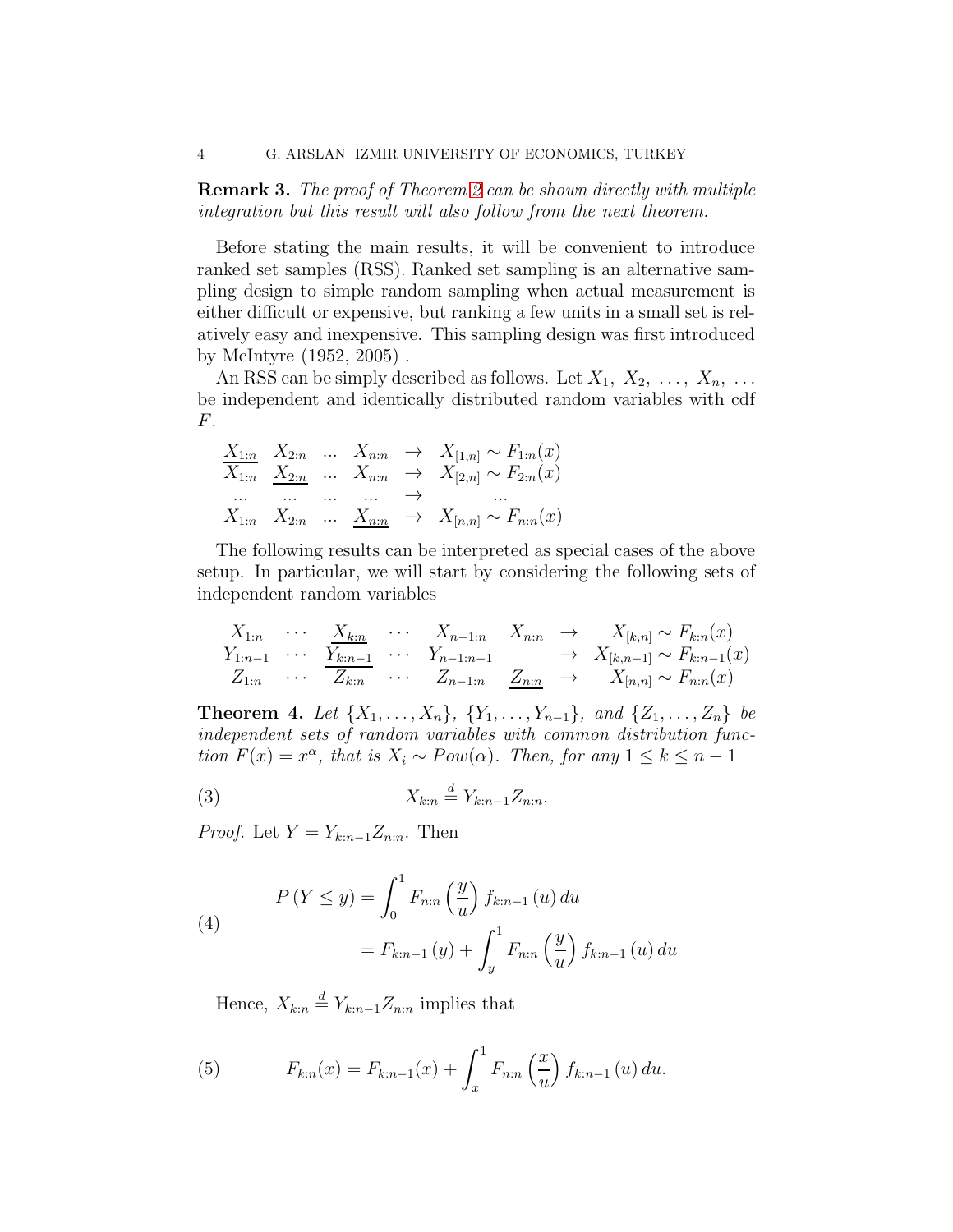**Remark 3.** *The proof of Theorem 2 can be shown directly with multiple integration but this result will also follow from the next theorem.*

Before stating the main results, it will be convenient to introduce ranked set samples (RSS). Ranked set sampling is an alternative sampling design to simple random sampling when actual measurement is either difficult or expensive, but ranking a few units in a small set is relatively easy and inexpensive. This sampling design was first introduced by McIntyre (1952, 2005) .

An RSS can be simply described as follows. Let $X_1,\ X_2,\ \ldots,\ X_n,\ \ldots$ be independent and identically distributed random variables with cdf $F$.

$$
\begin{array}{cccccl}
\underline{X_{1:n}} & X_{2:n} & \ldots & X_{n:n} & \rightarrow & X_{[1,n]} \sim F_{1:n}(x) \\
X_{1:n} & \underline{X_{2:n}} & \ldots & X_{n:n} & \rightarrow & X_{[2,n]} \sim F_{2:n}(x) \\
\ldots & \ldots & \ldots & \ldots & \rightarrow & \quad\ldots \\
X_{1:n} & X_{2:n} & \ldots & \underline{X_{n:n}} & \rightarrow & X_{[n,n]} \sim F_{n:n}(x)
\end{array}
$$

The following results can be interpreted as special cases of the above setup. In particular, we will start by considering the following sets of independent random variables

$$
\begin{array}{ccccccccl}
X_{1:n} & \cdots & \underline{X_{k:n}} & \cdots & X_{n-1:n} & X_{n:n} & \rightarrow & X_{[k,n]} \sim F_{k:n}(x) \\
Y_{1:n-1} & \cdots & \underline{Y_{k:n-1}} & \cdots & Y_{n-1:n-1} & & \rightarrow & X_{[k,n-1]} \sim F_{k:n-1}(x) \\
Z_{1:n} & \cdots & Z_{k:n} & \cdots & Z_{n-1:n} & \underline{Z_{n:n}} & \rightarrow & X_{[n,n]} \sim F_{n:n}(x)
\end{array}
$$

**Theorem 4.** *Let $\{X_1,\ldots,X_n\}$, $\{Y_1,\ldots,Y_{n-1}\}$, and $\{Z_1,\ldots,Z_n\}$ be independent sets of random variables with common distribution function $F(x)=x^{\alpha}$, that is $X_i \sim Pow(\alpha)$. Then, for any $1 \le k \le n-1$*

$$
X_{k:n} \overset{d}{=} Y_{k:n-1} Z_{n:n}. \tag{3}
$$

*Proof.* Let $Y = Y_{k:n-1}Z_{n:n}$. Then

$$
\begin{aligned}
P\left(Y \le y\right) &= \int_0^1 F_{n:n}\left(\frac{y}{u}\right) f_{k:n-1}\left(u\right) du \\
&= F_{k:n-1}\left(y\right) + \int_y^1 F_{n:n}\left(\frac{y}{u}\right) f_{k:n-1}\left(u\right) du
\end{aligned} \tag{4}
$$

Hence, $X_{k:n} \overset{d}{=} Y_{k:n-1}Z_{n:n}$ implies that

$$
F_{k:n}(x) = F_{k:n-1}(x) + \int_x^1 F_{n:n}\left(\frac{x}{u}\right) f_{k:n-1}\left(u\right) du. \tag{5}
$$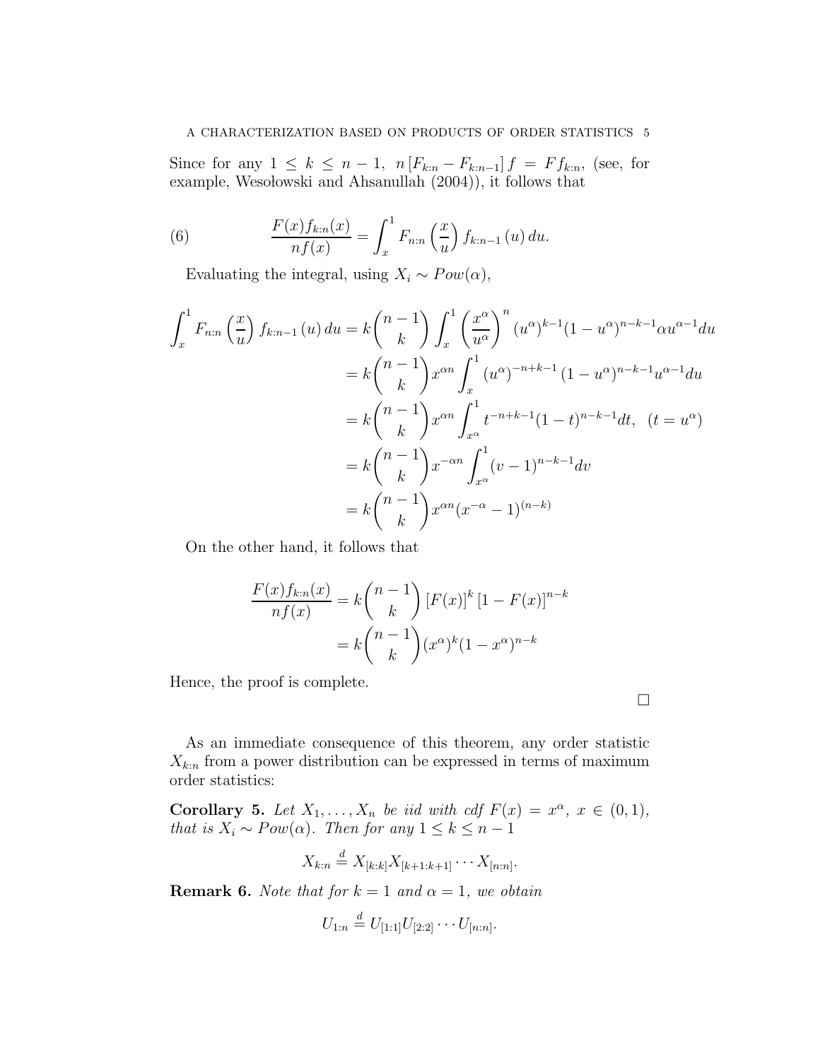Since for any $1 \leq k \leq n-1$, $n\left[F_{k:n} - F_{k:n-1}\right] f = F f_{k:n}$, (see, for example, Wesołowski and Ahsanullah (2004)), it follows that

$$\frac{F(x) f_{k:n}(x)}{n f(x)} = \int_x^1 F_{n:n}\left(\frac{x}{u}\right) f_{k:n-1}(u)\, du. \tag{6}$$

Evaluating the integral, using $X_i \sim Pow(\alpha)$,

$$\begin{aligned}
\int_x^1 F_{n:n}\left(\frac{x}{u}\right) f_{k:n-1}(u)\, du &= k\binom{n-1}{k} \int_x^1 \left(\frac{x^\alpha}{u^\alpha}\right)^n (u^\alpha)^{k-1}(1-u^\alpha)^{n-k-1} \alpha u^{\alpha-1} du \\
&= k\binom{n-1}{k} x^{\alpha n} \int_x^1 (u^\alpha)^{-n+k-1} (1-u^\alpha)^{n-k-1} u^{\alpha-1} du \\
&= k\binom{n-1}{k} x^{\alpha n} \int_{x^\alpha}^1 t^{-n+k-1}(1-t)^{n-k-1} dt, \quad (t = u^\alpha) \\
&= k\binom{n-1}{k} x^{-\alpha n} \int_{x^\alpha}^1 (v-1)^{n-k-1} dv \\
&= k\binom{n-1}{k} x^{\alpha n} (x^{-\alpha} - 1)^{(n-k)}
\end{aligned}$$

On the other hand, it follows that

$$\begin{aligned}
\frac{F(x) f_{k:n}(x)}{n f(x)} &= k\binom{n-1}{k} \left[F(x)\right]^k \left[1 - F(x)\right]^{n-k} \\
&= k\binom{n-1}{k} (x^\alpha)^k (1-x^\alpha)^{n-k}
\end{aligned}$$

Hence, the proof is complete. □

As an immediate consequence of this theorem, any order statistic $X_{k:n}$ from a power distribution can be expressed in terms of maximum order statistics:

**Corollary 5.** *Let $X_1, \ldots, X_n$ be iid with cdf $F(x) = x^\alpha$, $x \in (0,1)$, that is $X_i \sim Pow(\alpha)$. Then for any $1 \leq k \leq n-1$*

$$X_{k:n} \stackrel{d}{=} X_{[k:k]} X_{[k+1:k+1]} \cdots X_{[n:n]}.$$

**Remark 6.** *Note that for $k = 1$ and $\alpha = 1$, we obtain*

$$U_{1:n} \stackrel{d}{=} U_{[1:1]} U_{[2:2]} \cdots U_{[n:n]}.$$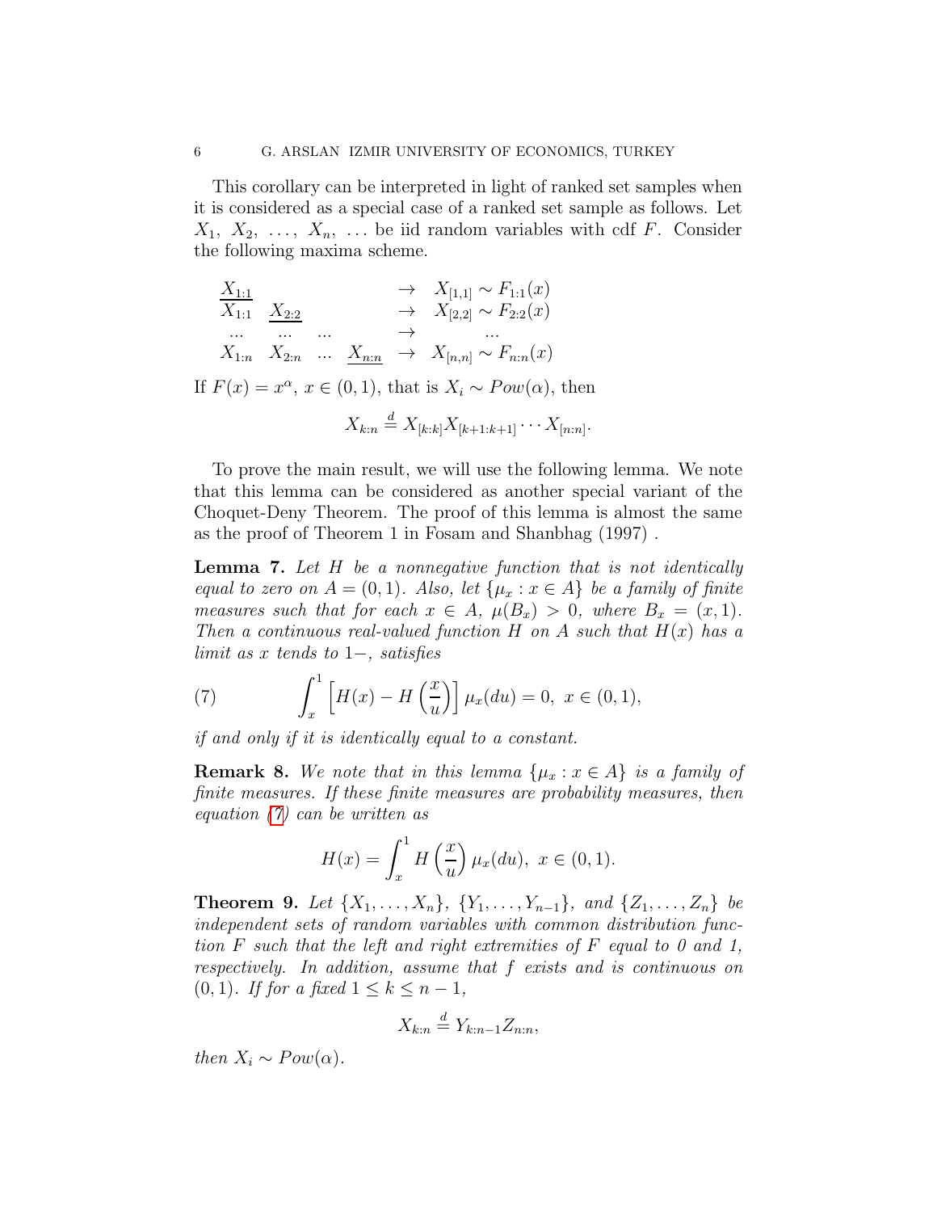This corollary can be interpreted in light of ranked set samples when it is considered as a special case of a ranked set sample as follows. Let $X_1, X_2, \ldots, X_n, \ldots$ be iid random variables with cdf $F$. Consider the following maxima scheme.

$$\begin{array}{llllll}
\underline{X_{1:1}} & & & & \rightarrow & X_{[1,1]} \sim F_{1:1}(x) \\
X_{1:1} & \underline{X_{2:2}} & & & \rightarrow & X_{[2,2]} \sim F_{2:2}(x) \\
\ldots & \ldots & \ldots & & \rightarrow & \ldots \\
X_{1:n} & X_{2:n} & \ldots & \underline{X_{n:n}} & \rightarrow & X_{[n,n]} \sim F_{n:n}(x)
\end{array}$$

If $F(x) = x^{\alpha}$, $x \in (0,1)$, that is $X_i \sim Pow(\alpha)$, then

$$X_{k:n} \stackrel{d}{=} X_{[k:k]} X_{[k+1:k+1]} \cdots X_{[n:n]}.$$

To prove the main result, we will use the following lemma. We note that this lemma can be considered as another special variant of the Choquet-Deny Theorem. The proof of this lemma is almost the same as the proof of Theorem 1 in Fosam and Shanbhag (1997) .

**Lemma 7.** *Let $H$ be a nonnegative function that is not identically equal to zero on $A = (0,1)$. Also, let $\{\mu_x : x \in A\}$ be a family of finite measures such that for each $x \in A$, $\mu(B_x) > 0$, where $B_x = (x, 1)$. Then a continuous real-valued function $H$ on $A$ such that $H(x)$ has a limit as $x$ tends to $1-$, satisfies*

$$\int_x^1 \left[ H(x) - H\left(\frac{x}{u}\right) \right] \mu_x(du) = 0, \ x \in (0,1), \tag{7}$$

*if and only if it is identically equal to a constant.*

**Remark 8.** *We note that in this lemma $\{\mu_x : x \in A\}$ is a family of finite measures. If these finite measures are probability measures, then equation (7) can be written as*

$$H(x) = \int_x^1 H\left(\frac{x}{u}\right) \mu_x(du), \ x \in (0,1).$$

**Theorem 9.** *Let $\{X_1, \ldots, X_n\}$, $\{Y_1, \ldots, Y_{n-1}\}$, and $\{Z_1, \ldots, Z_n\}$ be independent sets of random variables with common distribution function $F$ such that the left and right extremities of $F$ equal to 0 and 1, respectively. In addition, assume that $f$ exists and is continuous on $(0,1)$. If for a fixed $1 \le k \le n-1$,*

$$X_{k:n} \stackrel{d}{=} Y_{k:n-1} Z_{n:n},$$

*then $X_i \sim Pow(\alpha)$.*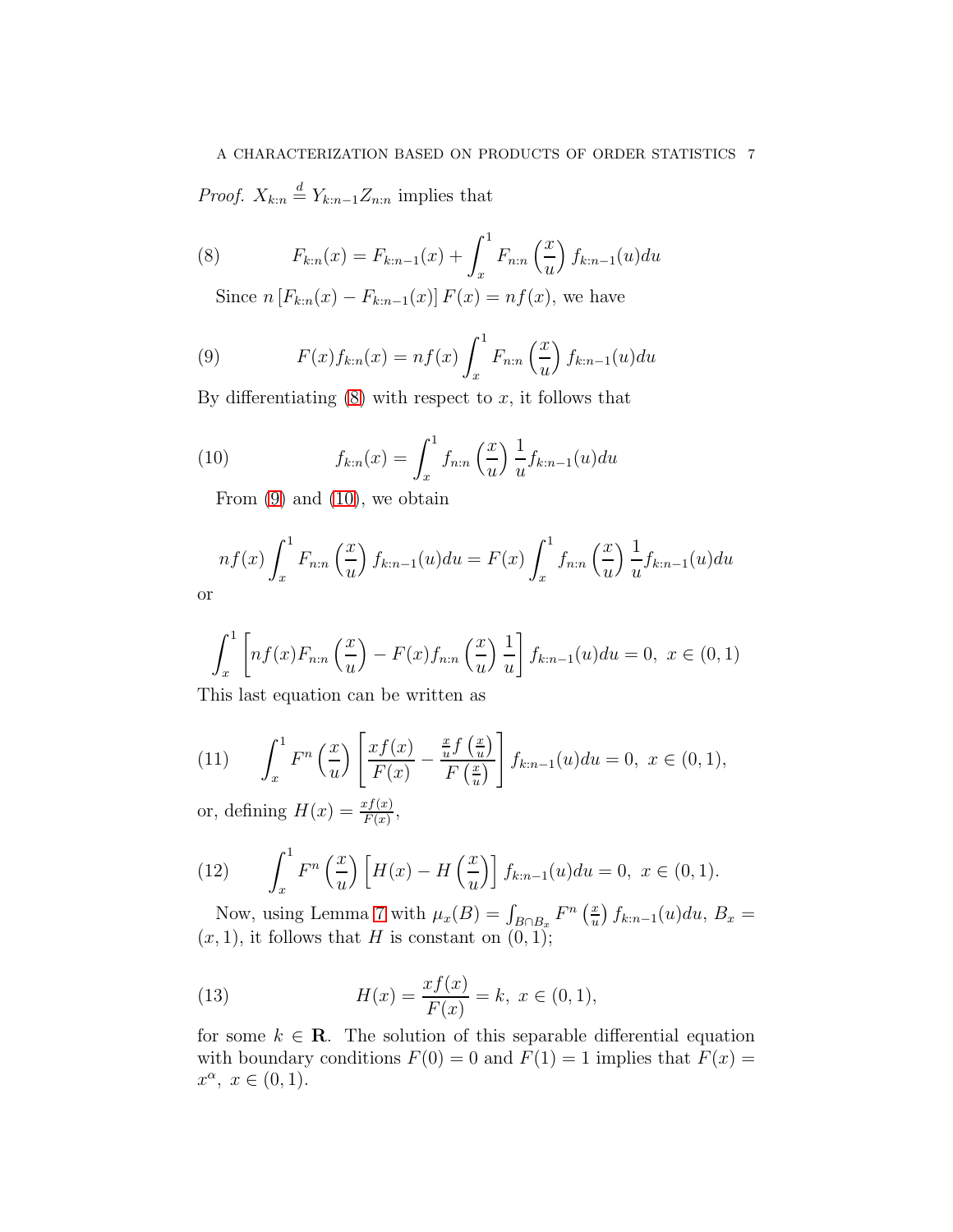*Proof.* $X_{k:n} \stackrel{d}{=} Y_{k:n-1}Z_{n:n}$ implies that

$$F_{k:n}(x) = F_{k:n-1}(x) + \int_x^1 F_{n:n}\left(\frac{x}{u}\right) f_{k:n-1}(u)du \tag{8}$$

Since $n\left[F_{k:n}(x) - F_{k:n-1}(x)\right]F(x) = nf(x)$, we have

$$F(x)f_{k:n}(x) = nf(x)\int_x^1 F_{n:n}\left(\frac{x}{u}\right) f_{k:n-1}(u)du \tag{9}$$

By differentiating (8) with respect to $x$, it follows that

$$f_{k:n}(x) = \int_x^1 f_{n:n}\left(\frac{x}{u}\right)\frac{1}{u} f_{k:n-1}(u)du \tag{10}$$

From (9) and (10), we obtain

$$nf(x)\int_x^1 F_{n:n}\left(\frac{x}{u}\right) f_{k:n-1}(u)du = F(x)\int_x^1 f_{n:n}\left(\frac{x}{u}\right)\frac{1}{u} f_{k:n-1}(u)du$$

or

$$\int_x^1 \left[nf(x)F_{n:n}\left(\frac{x}{u}\right) - F(x)f_{n:n}\left(\frac{x}{u}\right)\frac{1}{u}\right] f_{k:n-1}(u)du = 0,\ x \in (0,1)$$

This last equation can be written as

$$\int_x^1 F^n\left(\frac{x}{u}\right)\left[\frac{xf(x)}{F(x)} - \frac{\frac{x}{u}f\left(\frac{x}{u}\right)}{F\left(\frac{x}{u}\right)}\right] f_{k:n-1}(u)du = 0,\ x \in (0,1), \tag{11}$$

or, defining $H(x) = \frac{xf(x)}{F(x)}$,

$$\int_x^1 F^n\left(\frac{x}{u}\right)\left[H(x) - H\left(\frac{x}{u}\right)\right] f_{k:n-1}(u)du = 0,\ x \in (0,1). \tag{12}$$

Now, using Lemma 7 with $\mu_x(B) = \int_{B\cap B_x} F^n\left(\frac{x}{u}\right) f_{k:n-1}(u)du$, $B_x = (x,1)$, it follows that $H$ is constant on $(0,1)$;

$$H(x) = \frac{xf(x)}{F(x)} = k,\ x \in (0,1), \tag{13}$$

for some $k \in \mathbf{R}$. The solution of this separable differential equation with boundary conditions $F(0) = 0$ and $F(1) = 1$ implies that $F(x) = x^{\alpha},\ x \in (0,1)$.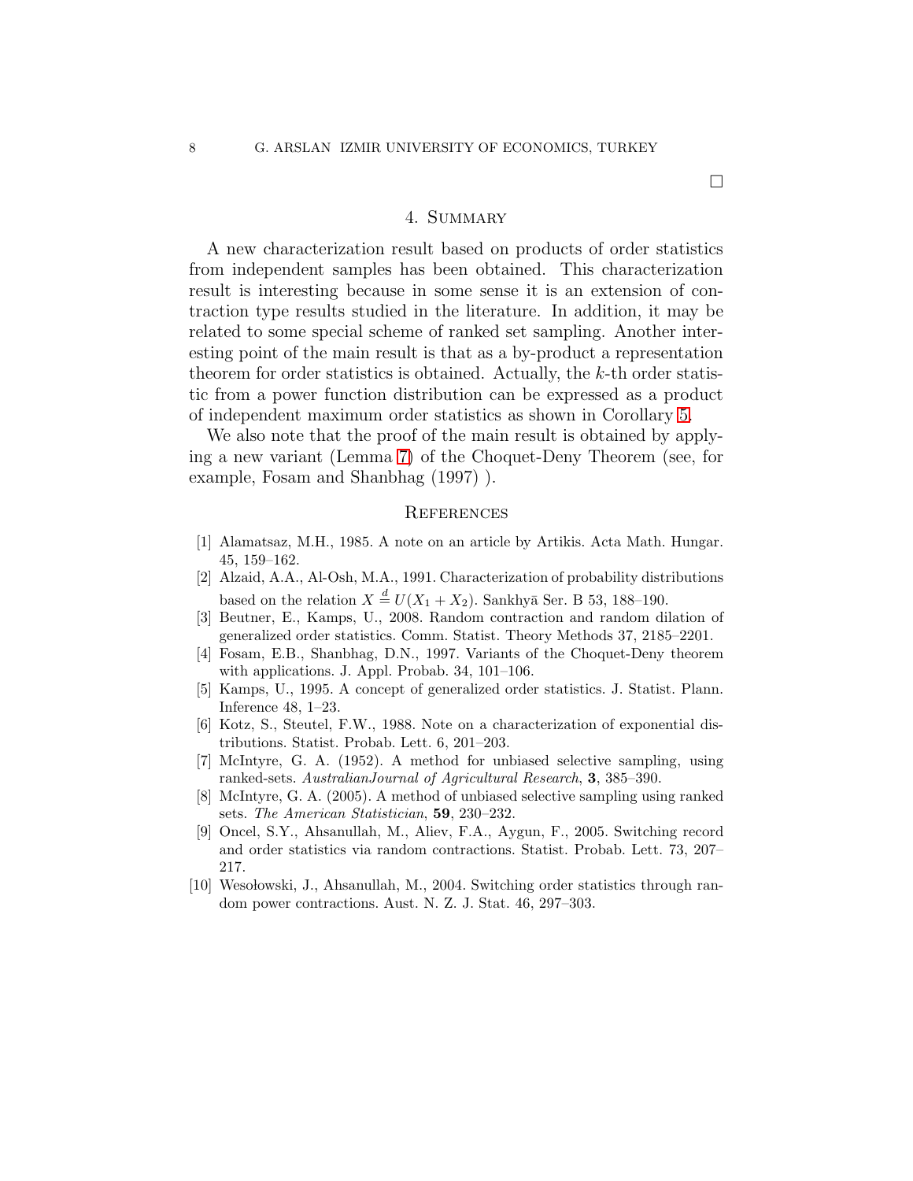□

## 4. Summary

A new characterization result based on products of order statistics from independent samples has been obtained. This characterization result is interesting because in some sense it is an extension of contraction type results studied in the literature. In addition, it may be related to some special scheme of ranked set sampling. Another interesting point of the main result is that as a by-product a representation theorem for order statistics is obtained. Actually, the $k$-th order statistic from a power function distribution can be expressed as a product of independent maximum order statistics as shown in Corollary 5.

We also note that the proof of the main result is obtained by applying a new variant (Lemma 7) of the Choquet-Deny Theorem (see, for example, Fosam and Shanbhag (1997) ).

## References

[1] Alamatsaz, M.H., 1985. A note on an article by Artikis. Acta Math. Hungar. 45, 159–162.

[2] Alzaid, A.A., Al-Osh, M.A., 1991. Characterization of probability distributions based on the relation $X \stackrel{d}{=} U(X_1 + X_2)$. Sankhyā Ser. B 53, 188–190.

[3] Beutner, E., Kamps, U., 2008. Random contraction and random dilation of generalized order statistics. Comm. Statist. Theory Methods 37, 2185–2201.

[4] Fosam, E.B., Shanbhag, D.N., 1997. Variants of the Choquet-Deny theorem with applications. J. Appl. Probab. 34, 101–106.

[5] Kamps, U., 1995. A concept of generalized order statistics. J. Statist. Plann. Inference 48, 1–23.

[6] Kotz, S., Steutel, F.W., 1988. Note on a characterization of exponential distributions. Statist. Probab. Lett. 6, 201–203.

[7] McIntyre, G. A. (1952). A method for unbiased selective sampling, using ranked-sets. *AustralianJournal of Agricultural Research*, **3**, 385–390.

[8] McIntyre, G. A. (2005). A method of unbiased selective sampling using ranked sets. *The American Statistician*, **59**, 230–232.

[9] Oncel, S.Y., Ahsanullah, M., Aliev, F.A., Aygun, F., 2005. Switching record and order statistics via random contractions. Statist. Probab. Lett. 73, 207–217.

[10] Wesołowski, J., Ahsanullah, M., 2004. Switching order statistics through random power contractions. Aust. N. Z. J. Stat. 46, 297–303.